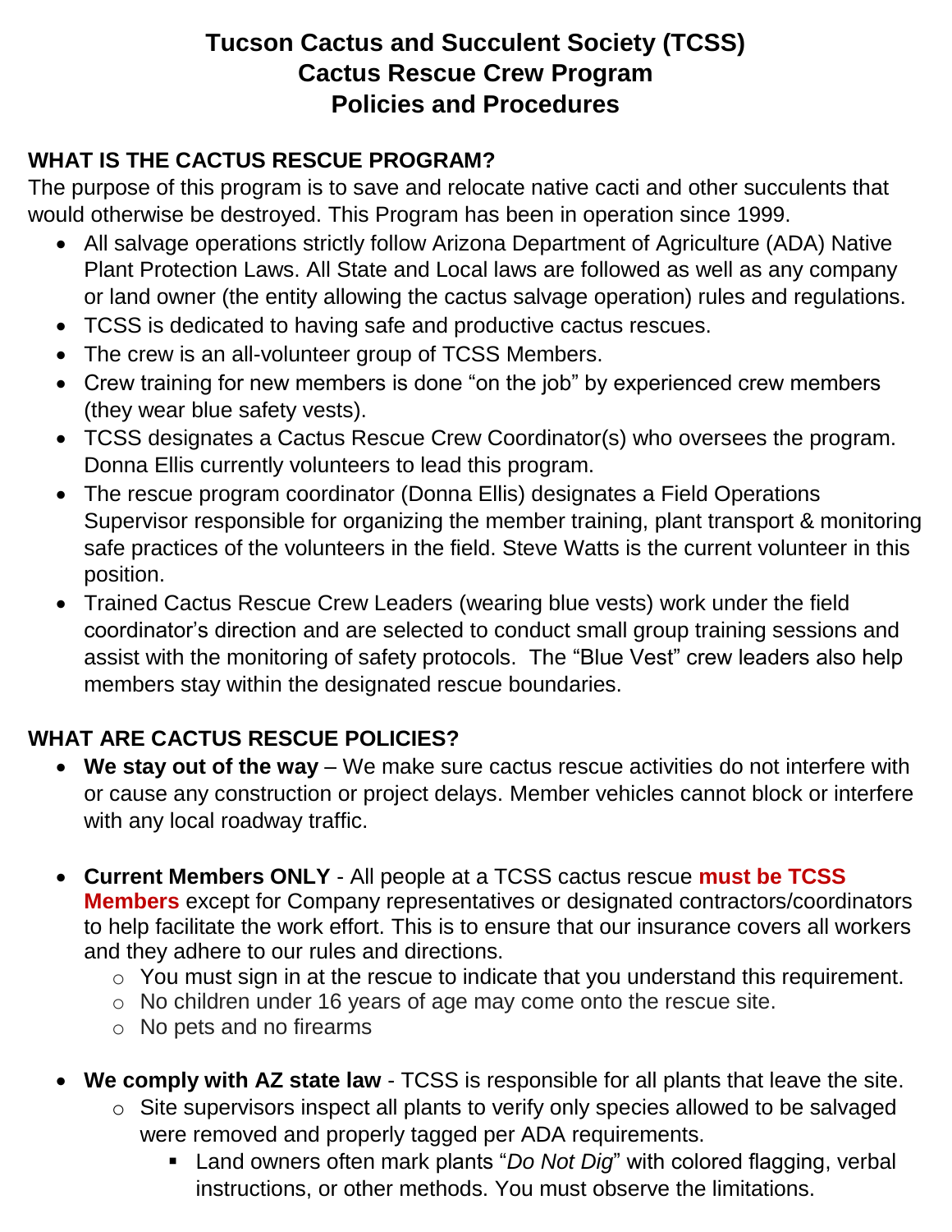# Tucson Cactus and Succulent Society (TCSS)
# Cactus Rescue Crew Program
# Policies and Procedures

## WHAT IS THE CACTUS RESCUE PROGRAM?

The purpose of this program is to save and relocate native cacti and other succulents that would otherwise be destroyed. This Program has been in operation since 1999.

- All salvage operations strictly follow Arizona Department of Agriculture (ADA) Native Plant Protection Laws. All State and Local laws are followed as well as any company or land owner (the entity allowing the cactus salvage operation) rules and regulations.
- TCSS is dedicated to having safe and productive cactus rescues.
- The crew is an all-volunteer group of TCSS Members.
- Crew training for new members is done "on the job" by experienced crew members (they wear blue safety vests).
- TCSS designates a Cactus Rescue Crew Coordinator(s) who oversees the program. Donna Ellis currently volunteers to lead this program.
- The rescue program coordinator (Donna Ellis) designates a Field Operations Supervisor responsible for organizing the member training, plant transport & monitoring safe practices of the volunteers in the field. Steve Watts is the current volunteer in this position.
- Trained Cactus Rescue Crew Leaders (wearing blue vests) work under the field coordinator's direction and are selected to conduct small group training sessions and assist with the monitoring of safety protocols. The "Blue Vest" crew leaders also help members stay within the designated rescue boundaries.

## WHAT ARE CACTUS RESCUE POLICIES?

- **We stay out of the way** – We make sure cactus rescue activities do not interfere with or cause any construction or project delays. Member vehicles cannot block or interfere with any local roadway traffic.

- **Current Members ONLY** - All people at a TCSS cactus rescue **must be TCSS Members** except for Company representatives or designated contractors/coordinators to help facilitate the work effort. This is to ensure that our insurance covers all workers and they adhere to our rules and directions.
  - You must sign in at the rescue to indicate that you understand this requirement.
  - No children under 16 years of age may come onto the rescue site.
  - No pets and no firearms

- **We comply with AZ state law** - TCSS is responsible for all plants that leave the site.
  - Site supervisors inspect all plants to verify only species allowed to be salvaged were removed and properly tagged per ADA requirements.
    - Land owners often mark plants "*Do Not Dig*" with colored flagging, verbal instructions, or other methods. You must observe the limitations.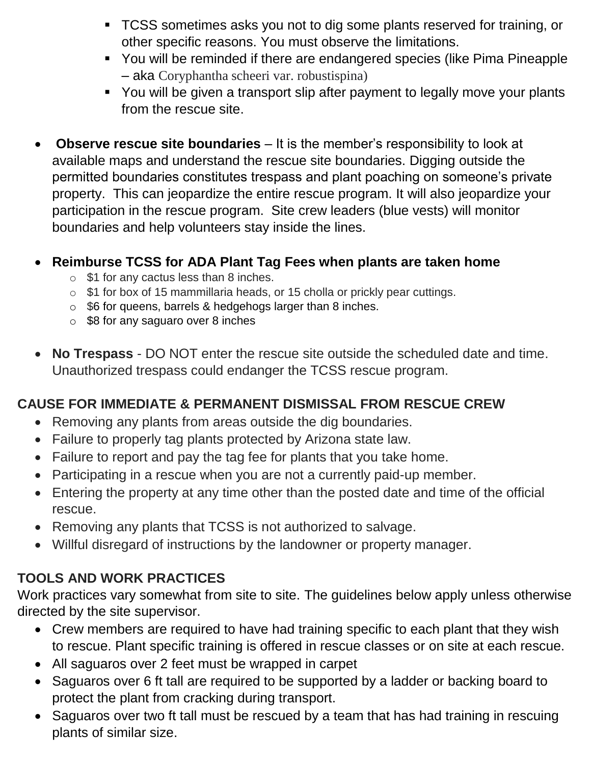- TCSS sometimes asks you not to dig some plants reserved for training, or other specific reasons. You must observe the limitations.
   - You will be reminded if there are endangered species (like Pima Pineapple – aka Coryphantha scheeri var. robustispina)
   - You will be given a transport slip after payment to legally move your plants from the rescue site.

- **Observe rescue site boundaries** – It is the member's responsibility to look at available maps and understand the rescue site boundaries. Digging outside the permitted boundaries constitutes trespass and plant poaching on someone's private property. This can jeopardize the entire rescue program. It will also jeopardize your participation in the rescue program. Site crew leaders (blue vests) will monitor boundaries and help volunteers stay inside the lines.

- **Reimburse TCSS for ADA Plant Tag Fees when plants are taken home**
   - $1 for any cactus less than 8 inches.
   - $1 for box of 15 mammillaria heads, or 15 cholla or prickly pear cuttings.
   - $6 for queens, barrels & hedgehogs larger than 8 inches.
   - $8 for any saguaro over 8 inches

- **No Trespass** - DO NOT enter the rescue site outside the scheduled date and time. Unauthorized trespass could endanger the TCSS rescue program.

## CAUSE FOR IMMEDIATE & PERMANENT DISMISSAL FROM RESCUE CREW

- Removing any plants from areas outside the dig boundaries.
- Failure to properly tag plants protected by Arizona state law.
- Failure to report and pay the tag fee for plants that you take home.
- Participating in a rescue when you are not a currently paid-up member.
- Entering the property at any time other than the posted date and time of the official rescue.
- Removing any plants that TCSS is not authorized to salvage.
- Willful disregard of instructions by the landowner or property manager.

## TOOLS AND WORK PRACTICES

Work practices vary somewhat from site to site. The guidelines below apply unless otherwise directed by the site supervisor.

- Crew members are required to have had training specific to each plant that they wish to rescue. Plant specific training is offered in rescue classes or on site at each rescue.
- All saguaros over 2 feet must be wrapped in carpet
- Saguaros over 6 ft tall are required to be supported by a ladder or backing board to protect the plant from cracking during transport.
- Saguaros over two ft tall must be rescued by a team that has had training in rescuing plants of similar size.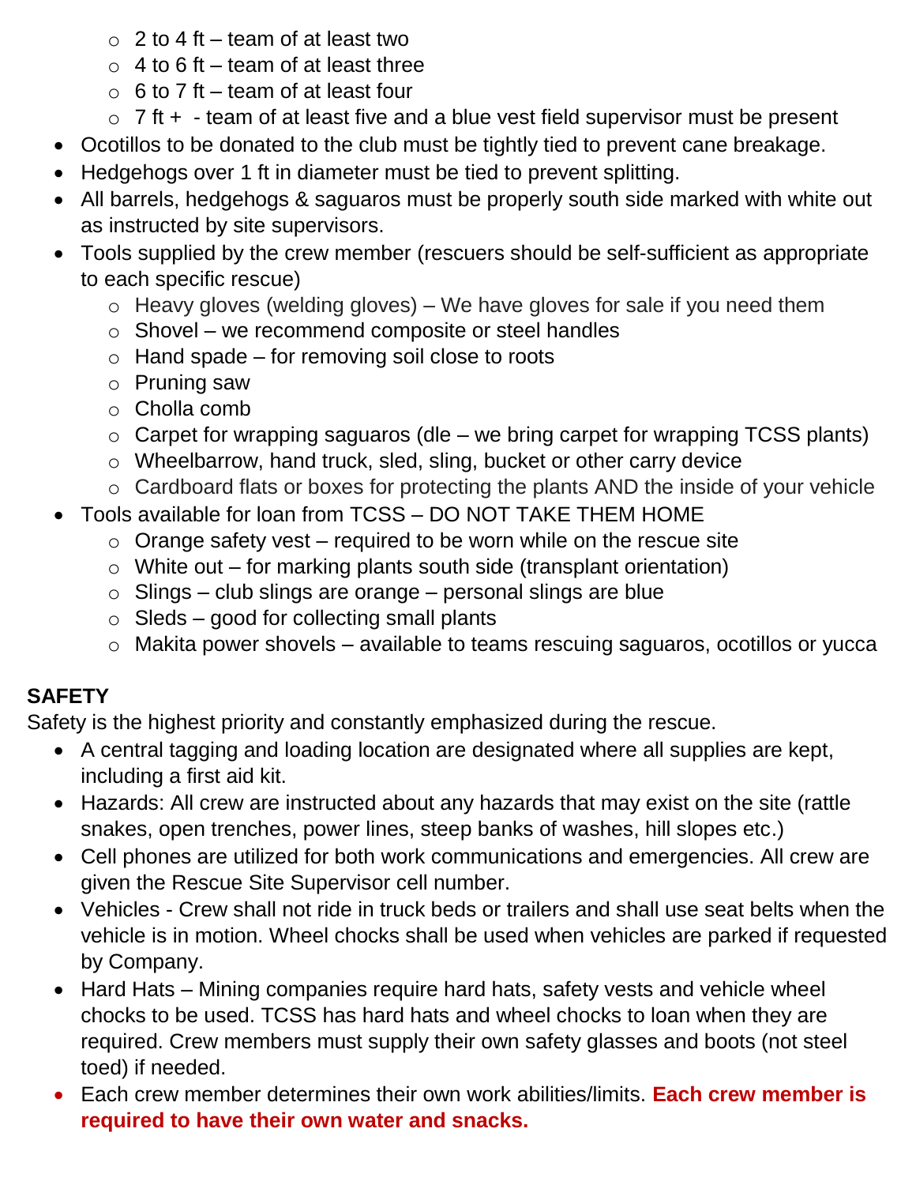- 2 to 4 ft – team of at least two
  - 4 to 6 ft – team of at least three
  - 6 to 7 ft – team of at least four
  - 7 ft + - team of at least five and a blue vest field supervisor must be present
- Ocotillos to be donated to the club must be tightly tied to prevent cane breakage.
- Hedgehogs over 1 ft in diameter must be tied to prevent splitting.
- All barrels, hedgehogs & saguaros must be properly south side marked with white out as instructed by site supervisors.
- Tools supplied by the crew member (rescuers should be self-sufficient as appropriate to each specific rescue)
  - Heavy gloves (welding gloves) – We have gloves for sale if you need them
  - Shovel – we recommend composite or steel handles
  - Hand spade – for removing soil close to roots
  - Pruning saw
  - Cholla comb
  - Carpet for wrapping saguaros (dle – we bring carpet for wrapping TCSS plants)
  - Wheelbarrow, hand truck, sled, sling, bucket or other carry device
  - Cardboard flats or boxes for protecting the plants AND the inside of your vehicle
- Tools available for loan from TCSS – DO NOT TAKE THEM HOME
  - Orange safety vest – required to be worn while on the rescue site
  - White out – for marking plants south side (transplant orientation)
  - Slings – club slings are orange – personal slings are blue
  - Sleds – good for collecting small plants
  - Makita power shovels – available to teams rescuing saguaros, ocotillos or yucca

**SAFETY**

Safety is the highest priority and constantly emphasized during the rescue.

- A central tagging and loading location are designated where all supplies are kept, including a first aid kit.
- Hazards: All crew are instructed about any hazards that may exist on the site (rattle snakes, open trenches, power lines, steep banks of washes, hill slopes etc.)
- Cell phones are utilized for both work communications and emergencies. All crew are given the Rescue Site Supervisor cell number.
- Vehicles - Crew shall not ride in truck beds or trailers and shall use seat belts when the vehicle is in motion. Wheel chocks shall be used when vehicles are parked if requested by Company.
- Hard Hats – Mining companies require hard hats, safety vests and vehicle wheel chocks to be used. TCSS has hard hats and wheel chocks to loan when they are required. Crew members must supply their own safety glasses and boots (not steel toed) if needed.
- Each crew member determines their own work abilities/limits. **Each crew member is required to have their own water and snacks.**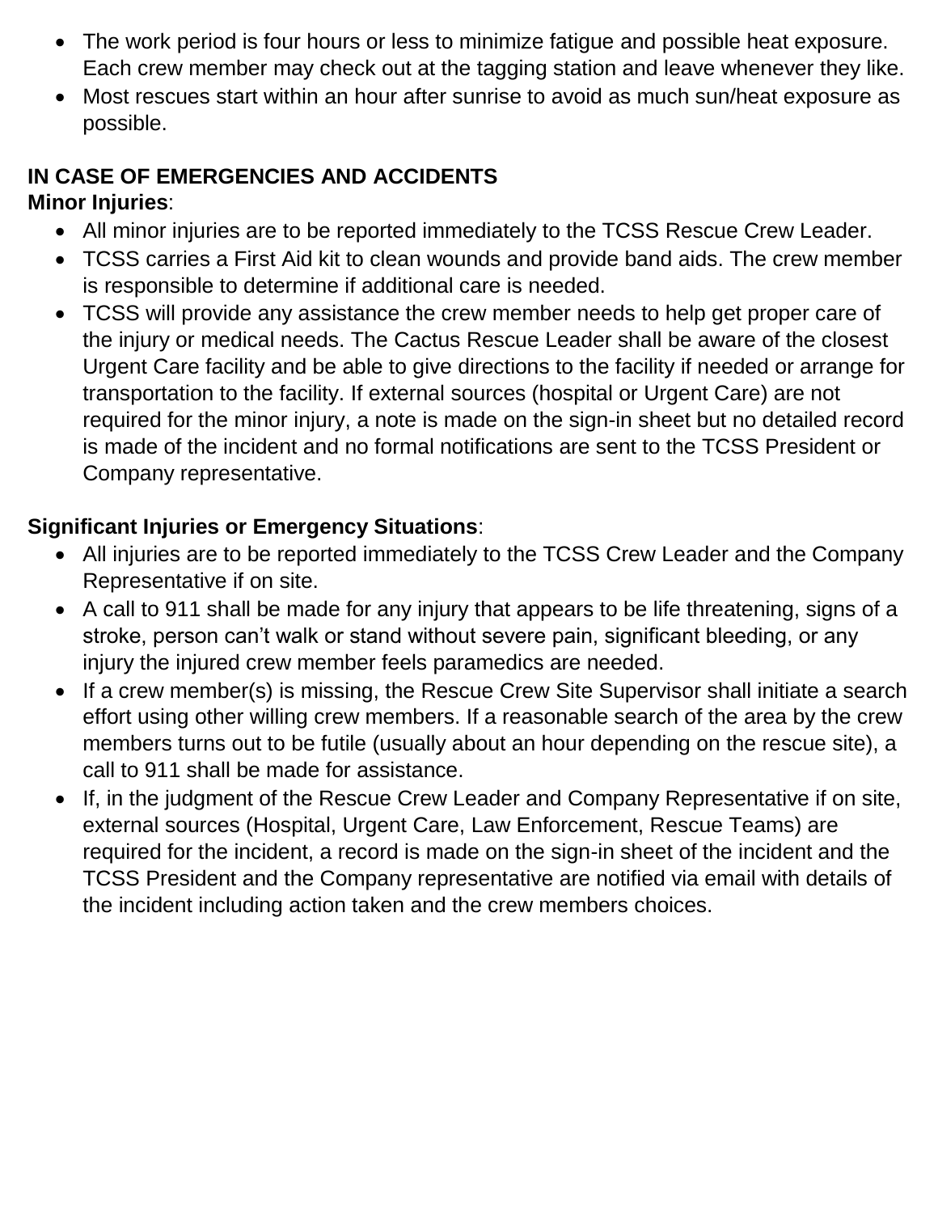- The work period is four hours or less to minimize fatigue and possible heat exposure. Each crew member may check out at the tagging station and leave whenever they like.
- Most rescues start within an hour after sunrise to avoid as much sun/heat exposure as possible.

**IN CASE OF EMERGENCIES AND ACCIDENTS**

**Minor Injuries**:

- All minor injuries are to be reported immediately to the TCSS Rescue Crew Leader.
- TCSS carries a First Aid kit to clean wounds and provide band aids. The crew member is responsible to determine if additional care is needed.
- TCSS will provide any assistance the crew member needs to help get proper care of the injury or medical needs. The Cactus Rescue Leader shall be aware of the closest Urgent Care facility and be able to give directions to the facility if needed or arrange for transportation to the facility. If external sources (hospital or Urgent Care) are not required for the minor injury, a note is made on the sign-in sheet but no detailed record is made of the incident and no formal notifications are sent to the TCSS President or Company representative.

**Significant Injuries or Emergency Situations**:

- All injuries are to be reported immediately to the TCSS Crew Leader and the Company Representative if on site.
- A call to 911 shall be made for any injury that appears to be life threatening, signs of a stroke, person can't walk or stand without severe pain, significant bleeding, or any injury the injured crew member feels paramedics are needed.
- If a crew member(s) is missing, the Rescue Crew Site Supervisor shall initiate a search effort using other willing crew members. If a reasonable search of the area by the crew members turns out to be futile (usually about an hour depending on the rescue site), a call to 911 shall be made for assistance.
- If, in the judgment of the Rescue Crew Leader and Company Representative if on site, external sources (Hospital, Urgent Care, Law Enforcement, Rescue Teams) are required for the incident, a record is made on the sign-in sheet of the incident and the TCSS President and the Company representative are notified via email with details of the incident including action taken and the crew members choices.